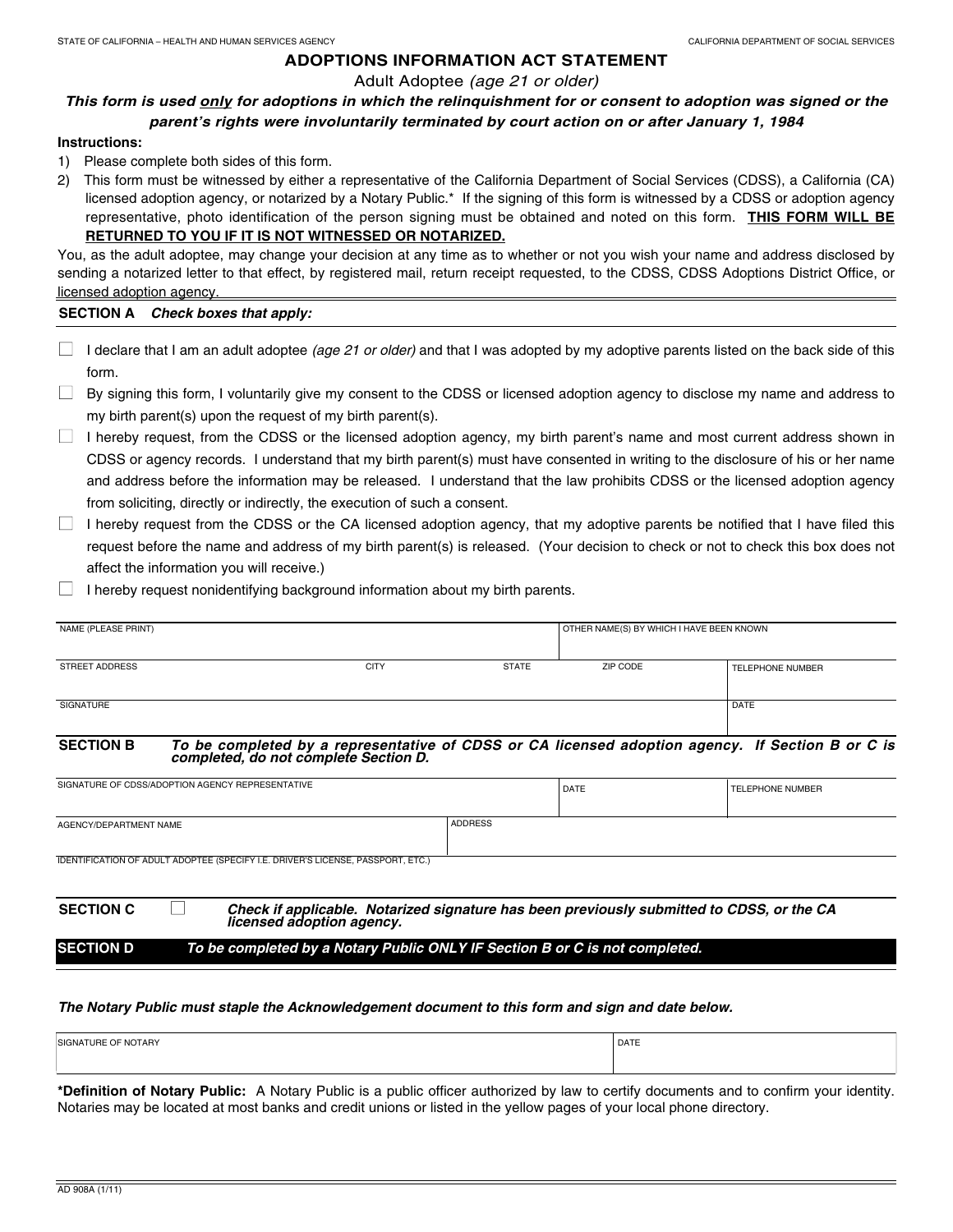STATE OF CALIFORNIA – HEALTH AND HUMAN SERVICES AGENCY

CALIFORNIA DEPARTMENT OF SOCIAL SERVICES

# ADOPTIONS INFORMATION ACT STATEMENT

Adult Adoptee *(age 21 or older)*

***This form is used only for adoptions in which the relinquishment for or consent to adoption was signed or the parent's rights were involuntarily terminated by court action on or after January 1, 1984***

**Instructions:**

1) Please complete both sides of this form.
2) This form must be witnessed by either a representative of the California Department of Social Services (CDSS), a California (CA) licensed adoption agency, or notarized by a Notary Public.* If the signing of this form is witnessed by a CDSS or adoption agency representative, photo identification of the person signing must be obtained and noted on this form. **THIS FORM WILL BE RETURNED TO YOU IF IT IS NOT WITNESSED OR NOTARIZED.**

You, as the adult adoptee, may change your decision at any time as to whether or not you wish your name and address disclosed by sending a notarized letter to that effect, by registered mail, return receipt requested, to the CDSS, CDSS Adoptions District Office, or licensed adoption agency.

## SECTION A *Check boxes that apply:*

- ☐ I declare that I am an adult adoptee *(age 21 or older)* and that I was adopted by my adoptive parents listed on the back side of this form.
- ☐ By signing this form, I voluntarily give my consent to the CDSS or licensed adoption agency to disclose my name and address to my birth parent(s) upon the request of my birth parent(s).
- ☐ I hereby request, from the CDSS or the licensed adoption agency, my birth parent's name and most current address shown in CDSS or agency records. I understand that my birth parent(s) must have consented in writing to the disclosure of his or her name and address before the information may be released. I understand that the law prohibits CDSS or the licensed adoption agency from soliciting, directly or indirectly, the execution of such a consent.
- ☐ I hereby request from the CDSS or the CA licensed adoption agency, that my adoptive parents be notified that I have filed this request before the name and address of my birth parent(s) is released. (Your decision to check or not to check this box does not affect the information you will receive.)
- ☐ I hereby request nonidentifying background information about my birth parents.

| NAME (PLEASE PRINT) | | | OTHER NAME(S) BY WHICH I HAVE BEEN KNOWN | |
|---|---|---|---|---|
| STREET ADDRESS | CITY | STATE | ZIP CODE | TELEPHONE NUMBER |
| SIGNATURE | | | | DATE |

## SECTION B *To be completed by a representative of CDSS or CA licensed adoption agency. If Section B or C is completed, do not complete Section D.*

| SIGNATURE OF CDSS/ADOPTION AGENCY REPRESENTATIVE | | DATE | TELEPHONE NUMBER |
|---|---|---|---|
| AGENCY/DEPARTMENT NAME | ADDRESS | | |
| IDENTIFICATION OF ADULT ADOPTEE (SPECIFY I.E. DRIVER'S LICENSE, PASSPORT, ETC.) | | | |

## SECTION C ☐ *Check if applicable. Notarized signature has been previously submitted to CDSS, or the CA licensed adoption agency.*

## SECTION D *To be completed by a Notary Public ONLY IF Section B or C is not completed.*

***The Notary Public must staple the Acknowledgement document to this form and sign and date below.***

| SIGNATURE OF NOTARY | DATE |
|---|---|
| | |

**\*Definition of Notary Public:** A Notary Public is a public officer authorized by law to certify documents and to confirm your identity. Notaries may be located at most banks and credit unions or listed in the yellow pages of your local phone directory.

AD 908A (1/11)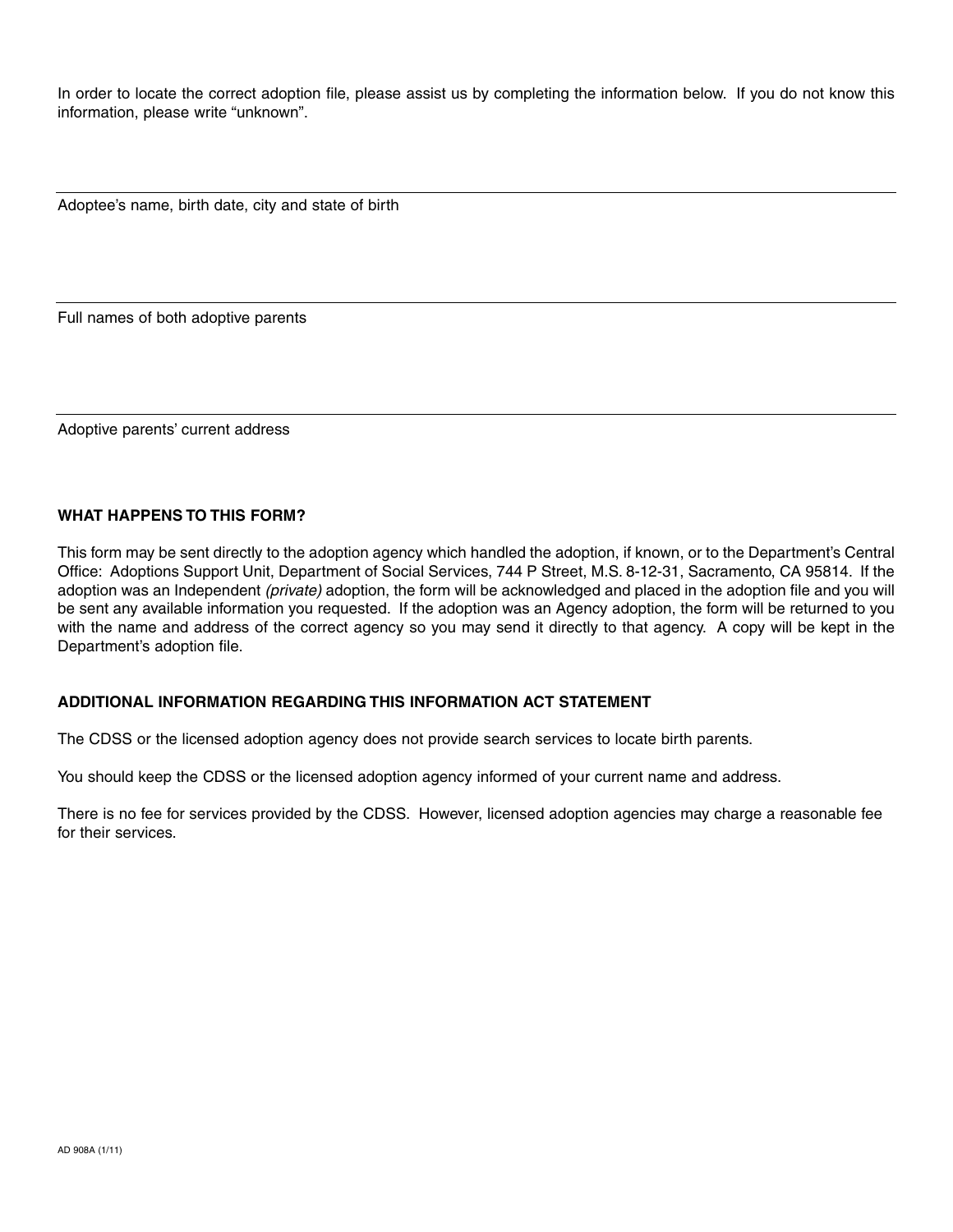In order to locate the correct adoption file, please assist us by completing the information below. If you do not know this information, please write “unknown”.

---

Adoptee’s name, birth date, city and state of birth

---

Full names of both adoptive parents

---

Adoptive parents’ current address

**WHAT HAPPENS TO THIS FORM?**

This form may be sent directly to the adoption agency which handled the adoption, if known, or to the Department’s Central Office: Adoptions Support Unit, Department of Social Services, 744 P Street, M.S. 8-12-31, Sacramento, CA 95814. If the adoption was an Independent *(private)* adoption, the form will be acknowledged and placed in the adoption file and you will be sent any available information you requested. If the adoption was an Agency adoption, the form will be returned to you with the name and address of the correct agency so you may send it directly to that agency. A copy will be kept in the Department’s adoption file.

**ADDITIONAL INFORMATION REGARDING THIS INFORMATION ACT STATEMENT**

The CDSS or the licensed adoption agency does not provide search services to locate birth parents.

You should keep the CDSS or the licensed adoption agency informed of your current name and address.

There is no fee for services provided by the CDSS. However, licensed adoption agencies may charge a reasonable fee for their services.

AD 908A (1/11)